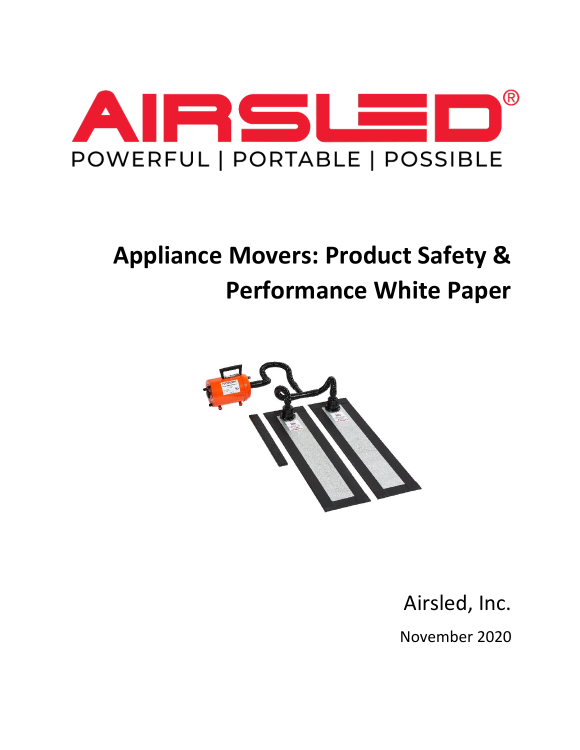AIRSLED®

POWERFUL | PORTABLE | POSSIBLE

# Appliance Movers: Product Safety & Performance White Paper

Airsled, Inc.

November 2020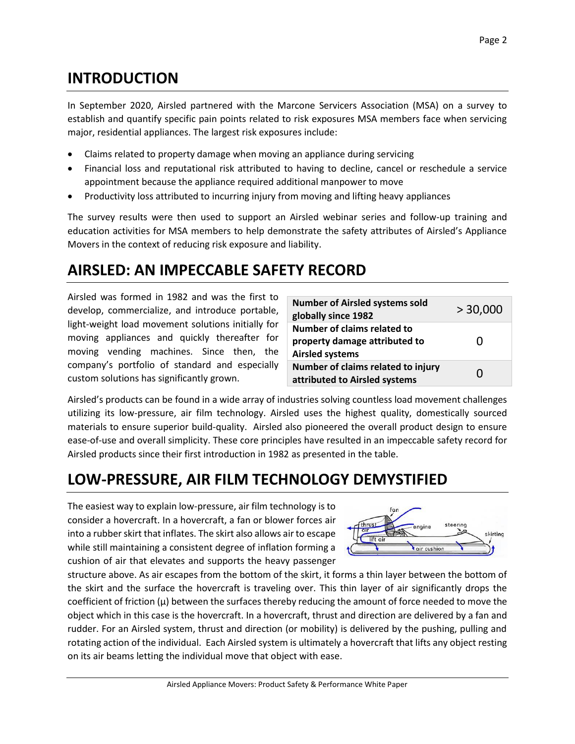# INTRODUCTION

In September 2020, Airsled partnered with the Marcone Servicers Association (MSA) on a survey to establish and quantify specific pain points related to risk exposures MSA members face when servicing major, residential appliances. The largest risk exposures include:

- Claims related to property damage when moving an appliance during servicing
- Financial loss and reputational risk attributed to having to decline, cancel or reschedule a service appointment because the appliance required additional manpower to move
- Productivity loss attributed to incurring injury from moving and lifting heavy appliances

The survey results were then used to support an Airsled webinar series and follow-up training and education activities for MSA members to help demonstrate the safety attributes of Airsled's Appliance Movers in the context of reducing risk exposure and liability.

# AIRSLED: AN IMPECCABLE SAFETY RECORD

Airsled was formed in 1982 and was the first to develop, commercialize, and introduce portable, light-weight load movement solutions initially for moving appliances and quickly thereafter for moving vending machines. Since then, the company's portfolio of standard and especially custom solutions has significantly grown.

| | |
|---|---|
| **Number of Airsled systems sold globally since 1982** | > 30,000 |
| **Number of claims related to property damage attributed to Airsled systems** | 0 |
| **Number of claims related to injury attributed to Airsled systems** | 0 |

Airsled's products can be found in a wide array of industries solving countless load movement challenges utilizing its low-pressure, air film technology. Airsled uses the highest quality, domestically sourced materials to ensure superior build-quality. Airsled also pioneered the overall product design to ensure ease-of-use and overall simplicity. These core principles have resulted in an impeccable safety record for Airsled products since their first introduction in 1982 as presented in the table.

# LOW-PRESSURE, AIR FILM TECHNOLOGY DEMYSTIFIED

The easiest way to explain low-pressure, air film technology is to consider a hovercraft. In a hovercraft, a fan or blower forces air into a rubber skirt that inflates. The skirt also allows air to escape while still maintaining a consistent degree of inflation forming a cushion of air that elevates and supports the heavy passenger structure above. As air escapes from the bottom of the skirt, it forms a thin layer between the bottom of the skirt and the surface the hovercraft is traveling over. This thin layer of air significantly drops the coefficient of friction ($\mu$) between the surfaces thereby reducing the amount of force needed to move the object which in this case is the hovercraft. In a hovercraft, thrust and direction are delivered by a fan and rudder. For an Airsled system, thrust and direction (or mobility) is delivered by the pushing, pulling and rotating action of the individual. Each Airsled system is ultimately a hovercraft that lifts any object resting on its air beams letting the individual move that object with ease.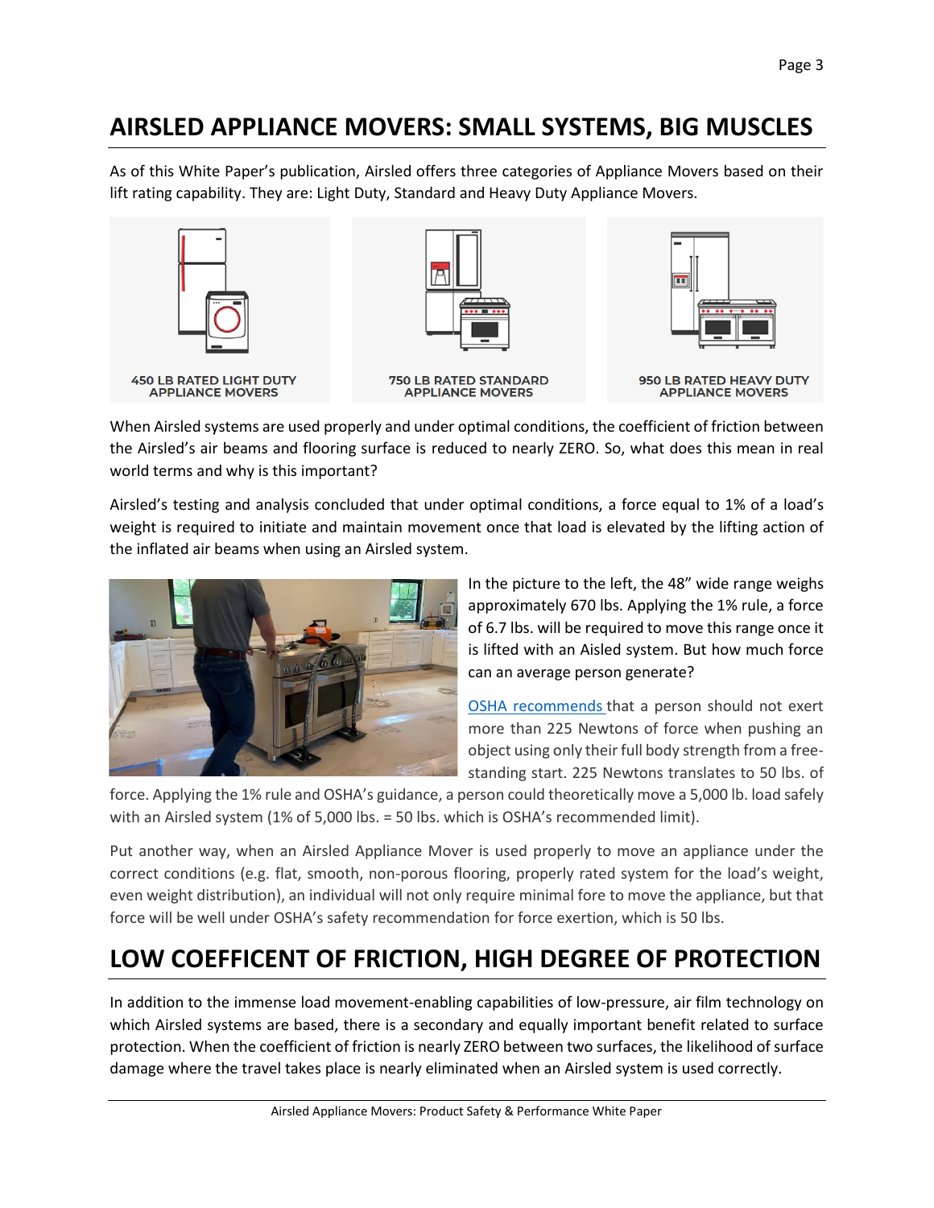## AIRSLED APPLIANCE MOVERS: SMALL SYSTEMS, BIG MUSCLES

As of this White Paper's publication, Airsled offers three categories of Appliance Movers based on their lift rating capability. They are: Light Duty, Standard and Heavy Duty Appliance Movers.

450 LB RATED LIGHT DUTY APPLIANCE MOVERS

750 LB RATED STANDARD APPLIANCE MOVERS

950 LB RATED HEAVY DUTY APPLIANCE MOVERS

When Airsled systems are used properly and under optimal conditions, the coefficient of friction between the Airsled's air beams and flooring surface is reduced to nearly ZERO. So, what does this mean in real world terms and why is this important?

Airsled's testing and analysis concluded that under optimal conditions, a force equal to 1% of a load's weight is required to initiate and maintain movement once that load is elevated by the lifting action of the inflated air beams when using an Airsled system.

In the picture to the left, the 48" wide range weighs approximately 670 lbs. Applying the 1% rule, a force of 6.7 lbs. will be required to move this range once it is lifted with an Aisled system. But how much force can an average person generate?

[OSHA recommends](#) that a person should not exert more than 225 Newtons of force when pushing an object using only their full body strength from a free-standing start. 225 Newtons translates to 50 lbs. of force. Applying the 1% rule and OSHA's guidance, a person could theoretically move a 5,000 lb. load safely with an Airsled system (1% of 5,000 lbs. = 50 lbs. which is OSHA's recommended limit).

Put another way, when an Airsled Appliance Mover is used properly to move an appliance under the correct conditions (e.g. flat, smooth, non-porous flooring, properly rated system for the load's weight, even weight distribution), an individual will not only require minimal fore to move the appliance, but that force will be well under OSHA's safety recommendation for force exertion, which is 50 lbs.

## LOW COEFFICENT OF FRICTION, HIGH DEGREE OF PROTECTION

In addition to the immense load movement-enabling capabilities of low-pressure, air film technology on which Airsled systems are based, there is a secondary and equally important benefit related to surface protection. When the coefficient of friction is nearly ZERO between two surfaces, the likelihood of surface damage where the travel takes place is nearly eliminated when an Airsled system is used correctly.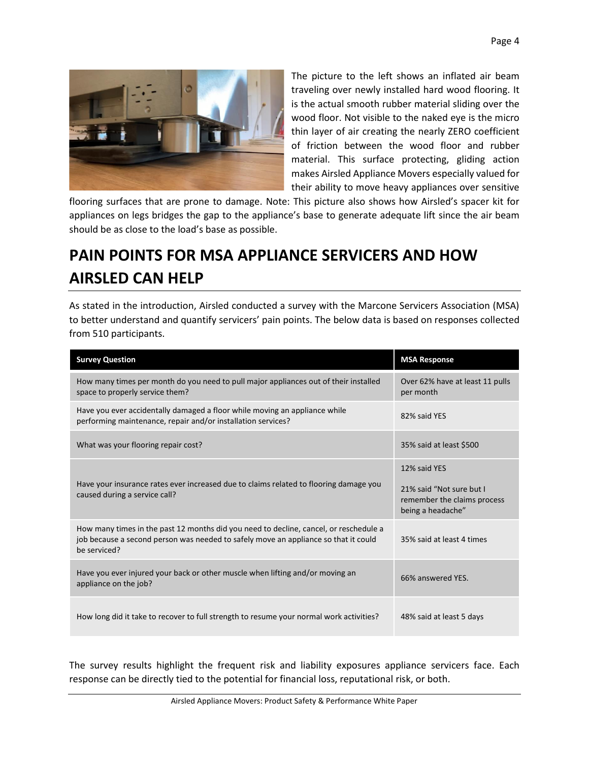The picture to the left shows an inflated air beam traveling over newly installed hard wood flooring. It is the actual smooth rubber material sliding over the wood floor. Not visible to the naked eye is the micro thin layer of air creating the nearly ZERO coefficient of friction between the wood floor and rubber material. This surface protecting, gliding action makes Airsled Appliance Movers especially valued for their ability to move heavy appliances over sensitive flooring surfaces that are prone to damage. Note: This picture also shows how Airsled's spacer kit for appliances on legs bridges the gap to the appliance's base to generate adequate lift since the air beam should be as close to the load's base as possible.

## PAIN POINTS FOR MSA APPLIANCE SERVICERS AND HOW AIRSLED CAN HELP

As stated in the introduction, Airsled conducted a survey with the Marcone Servicers Association (MSA) to better understand and quantify servicers' pain points. The below data is based on responses collected from 510 participants.

| Survey Question | MSA Response |
|---|---|
| How many times per month do you need to pull major appliances out of their installed space to properly service them? | Over 62% have at least 11 pulls per month |
| Have you ever accidentally damaged a floor while moving an appliance while performing maintenance, repair and/or installation services? | 82% said YES |
| What was your flooring repair cost? | 35% said at least $500 |
| Have your insurance rates ever increased due to claims related to flooring damage you caused during a service call? | 12% said YES<br><br>21% said "Not sure but I remember the claims process being a headache" |
| How many times in the past 12 months did you need to decline, cancel, or reschedule a job because a second person was needed to safely move an appliance so that it could be serviced? | 35% said at least 4 times |
| Have you ever injured your back or other muscle when lifting and/or moving an appliance on the job? | 66% answered YES. |
| How long did it take to recover to full strength to resume your normal work activities? | 48% said at least 5 days |

The survey results highlight the frequent risk and liability exposures appliance servicers face. Each response can be directly tied to the potential for financial loss, reputational risk, or both.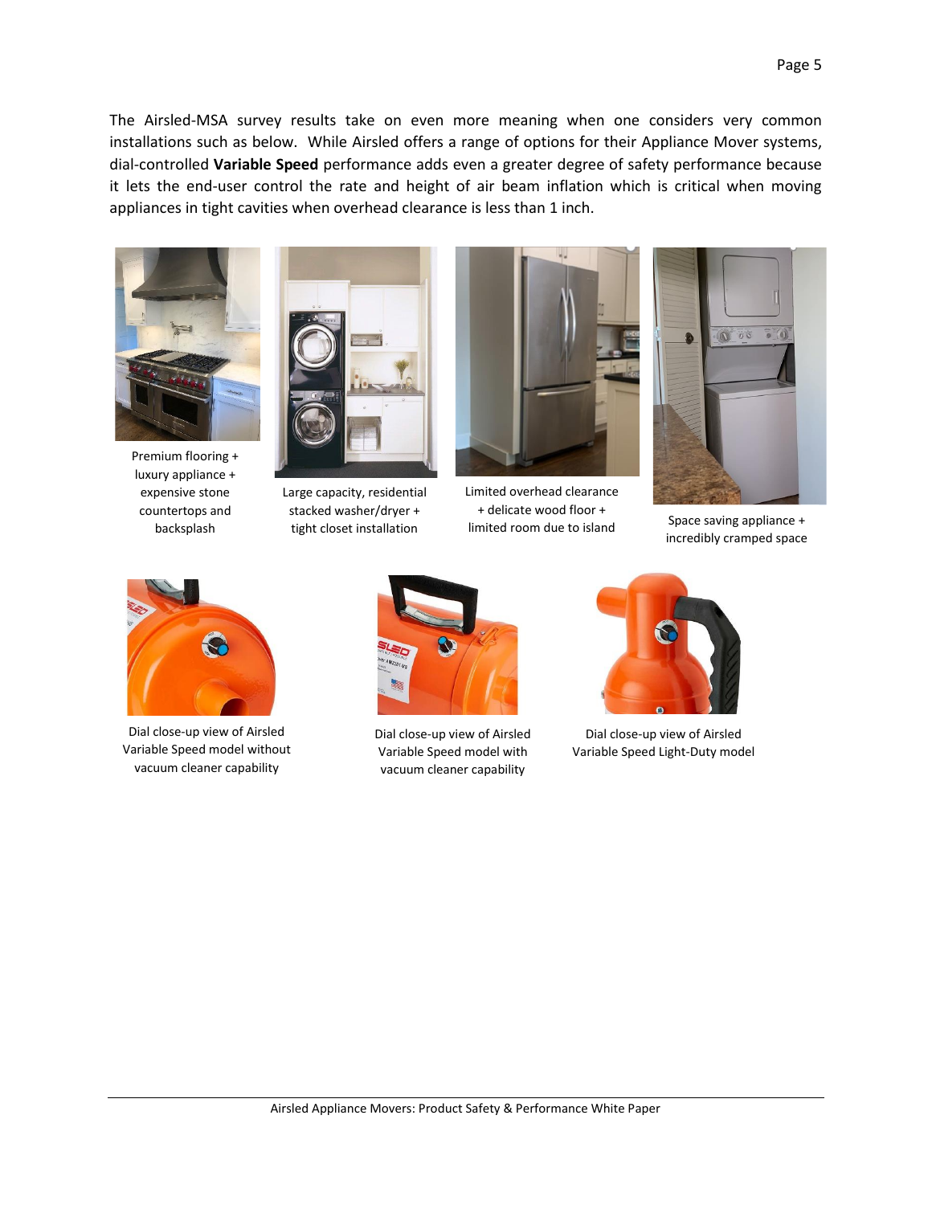The Airsled-MSA survey results take on even more meaning when one considers very common installations such as below. While Airsled offers a range of options for their Appliance Mover systems, dial-controlled **Variable Speed** performance adds even a greater degree of safety performance because it lets the end-user control the rate and height of air beam inflation which is critical when moving appliances in tight cavities when overhead clearance is less than 1 inch.

Premium flooring + luxury appliance + expensive stone countertops and backsplash

Large capacity, residential stacked washer/dryer + tight closet installation

Limited overhead clearance + delicate wood floor + limited room due to island

Space saving appliance + incredibly cramped space

Dial close-up view of Airsled Variable Speed model without vacuum cleaner capability

Dial close-up view of Airsled Variable Speed model with vacuum cleaner capability

Dial close-up view of Airsled Variable Speed Light-Duty model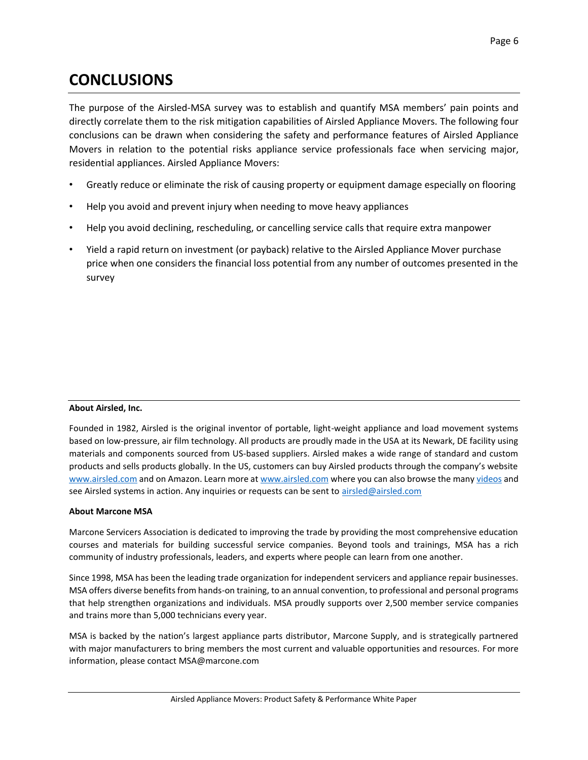# CONCLUSIONS

The purpose of the Airsled-MSA survey was to establish and quantify MSA members' pain points and directly correlate them to the risk mitigation capabilities of Airsled Appliance Movers. The following four conclusions can be drawn when considering the safety and performance features of Airsled Appliance Movers in relation to the potential risks appliance service professionals face when servicing major, residential appliances. Airsled Appliance Movers:

- Greatly reduce or eliminate the risk of causing property or equipment damage especially on flooring
- Help you avoid and prevent injury when needing to move heavy appliances
- Help you avoid declining, rescheduling, or cancelling service calls that require extra manpower
- Yield a rapid return on investment (or payback) relative to the Airsled Appliance Mover purchase price when one considers the financial loss potential from any number of outcomes presented in the survey

**About Airsled, Inc.**

Founded in 1982, Airsled is the original inventor of portable, light-weight appliance and load movement systems based on low-pressure, air film technology. All products are proudly made in the USA at its Newark, DE facility using materials and components sourced from US-based suppliers. Airsled makes a wide range of standard and custom products and sells products globally. In the US, customers can buy Airsled products through the company's website [www.airsled.com](http://www.airsled.com) and on Amazon. Learn more at [www.airsled.com](http://www.airsled.com) where you can also browse the many videos and see Airsled systems in action. Any inquiries or requests can be sent to [airsled@airsled.com](mailto:airsled@airsled.com)

**About Marcone MSA**

Marcone Servicers Association is dedicated to improving the trade by providing the most comprehensive education courses and materials for building successful service companies. Beyond tools and trainings, MSA has a rich community of industry professionals, leaders, and experts where people can learn from one another.

Since 1998, MSA has been the leading trade organization for independent servicers and appliance repair businesses. MSA offers diverse benefits from hands-on training, to an annual convention, to professional and personal programs that help strengthen organizations and individuals. MSA proudly supports over 2,500 member service companies and trains more than 5,000 technicians every year.

MSA is backed by the nation's largest appliance parts distributor, Marcone Supply, and is strategically partnered with major manufacturers to bring members the most current and valuable opportunities and resources. For more information, please contact MSA@marcone.com